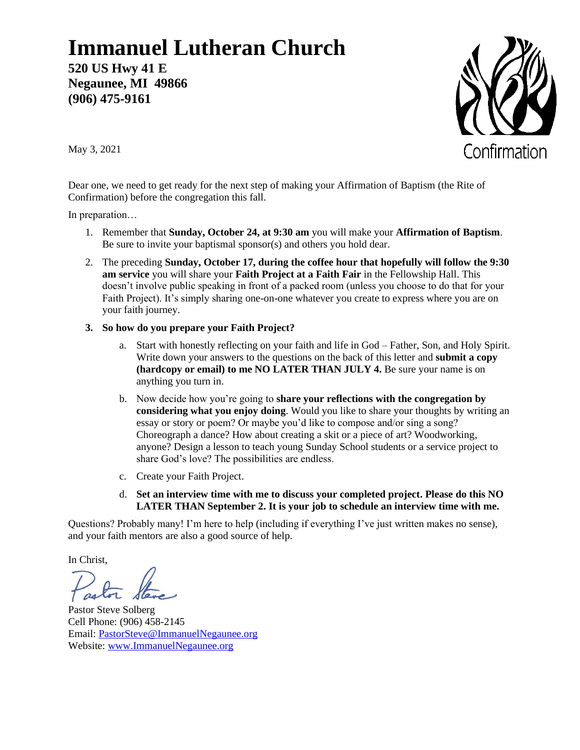# Immanuel Lutheran Church

**520 US Hwy 41 E**
**Negaunee, MI 49866**
**(906) 475-9161**

Confirmation

May 3, 2021

Dear one, we need to get ready for the next step of making your Affirmation of Baptism (the Rite of Confirmation) before the congregation this fall.

In preparation…

1. Remember that **Sunday, October 24, at 9:30 am** you will make your **Affirmation of Baptism**. Be sure to invite your baptismal sponsor(s) and others you hold dear.
2. The preceding **Sunday, October 17, during the coffee hour that hopefully will follow the 9:30 am service** you will share your **Faith Project at a Faith Fair** in the Fellowship Hall. This doesn't involve public speaking in front of a packed room (unless you choose to do that for your Faith Project). It's simply sharing one-on-one whatever you create to express where you are on your faith journey.
3. **So how do you prepare your Faith Project?**
   a. Start with honestly reflecting on your faith and life in God – Father, Son, and Holy Spirit. Write down your answers to the questions on the back of this letter and **submit a copy (hardcopy or email) to me NO LATER THAN JULY 4.** Be sure your name is on anything you turn in.
   b. Now decide how you're going to **share your reflections with the congregation by considering what you enjoy doing**. Would you like to share your thoughts by writing an essay or story or poem? Or maybe you'd like to compose and/or sing a song? Choreograph a dance? How about creating a skit or a piece of art? Woodworking, anyone? Design a lesson to teach young Sunday School students or a service project to share God's love? The possibilities are endless.
   c. Create your Faith Project.
   d. **Set an interview time with me to discuss your completed project. Please do this NO LATER THAN September 2. It is your job to schedule an interview time with me.**

Questions? Probably many! I'm here to help (including if everything I've just written makes no sense), and your faith mentors are also a good source of help.

In Christ,

Pastor Steve

Pastor Steve Solberg
Cell Phone: (906) 458-2145
Email: [PastorSteve@ImmanuelNegaunee.org](mailto:PastorSteve@ImmanuelNegaunee.org)
Website: [www.ImmanuelNegaunee.org](http://www.ImmanuelNegaunee.org)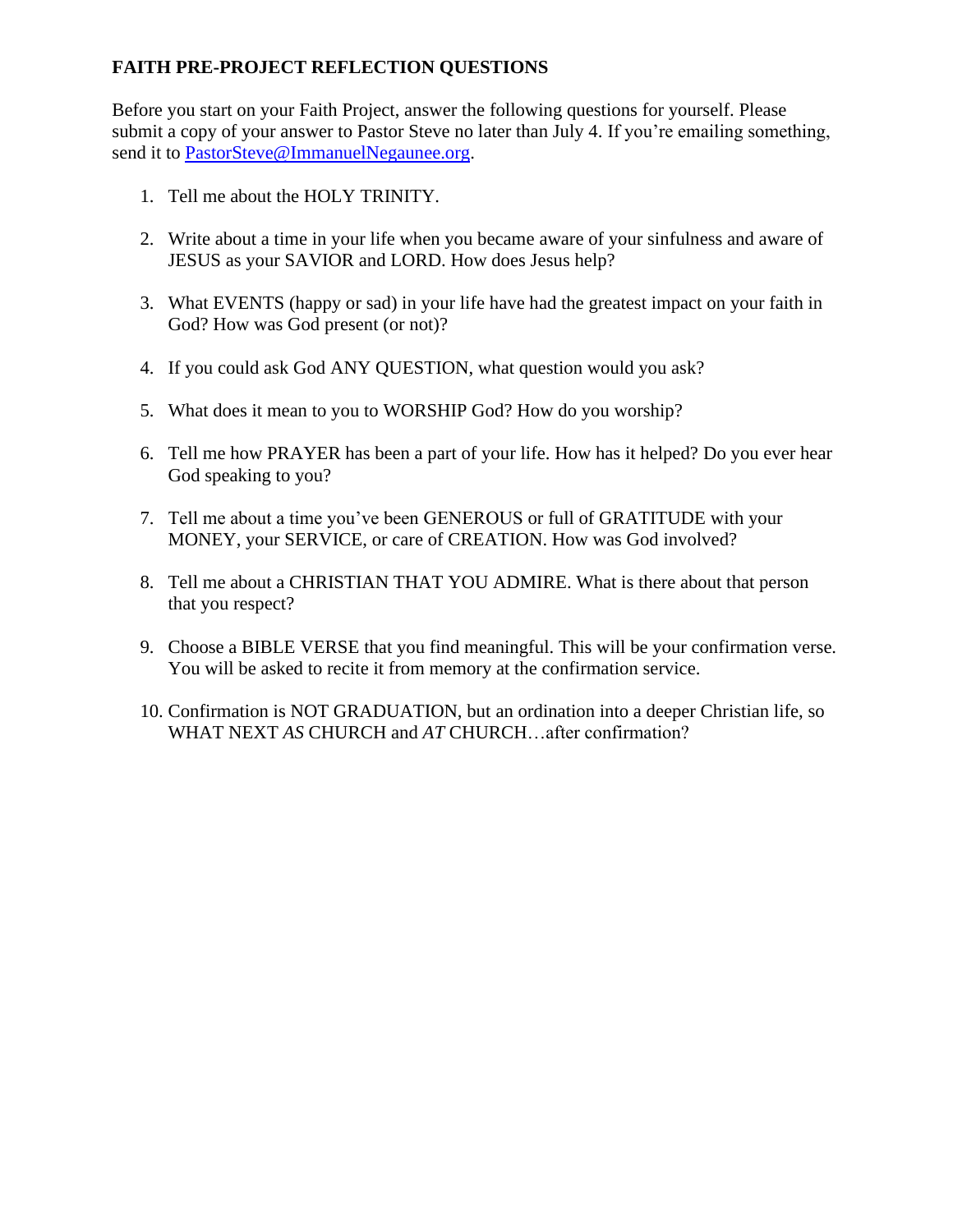**FAITH PRE-PROJECT REFLECTION QUESTIONS**

Before you start on your Faith Project, answer the following questions for yourself. Please submit a copy of your answer to Pastor Steve no later than July 4. If you're emailing something, send it to PastorSteve@ImmanuelNegaunee.org.

1. Tell me about the HOLY TRINITY.
2. Write about a time in your life when you became aware of your sinfulness and aware of JESUS as your SAVIOR and LORD. How does Jesus help?
3. What EVENTS (happy or sad) in your life have had the greatest impact on your faith in God? How was God present (or not)?
4. If you could ask God ANY QUESTION, what question would you ask?
5. What does it mean to you to WORSHIP God? How do you worship?
6. Tell me how PRAYER has been a part of your life. How has it helped? Do you ever hear God speaking to you?
7. Tell me about a time you've been GENEROUS or full of GRATITUDE with your MONEY, your SERVICE, or care of CREATION. How was God involved?
8. Tell me about a CHRISTIAN THAT YOU ADMIRE. What is there about that person that you respect?
9. Choose a BIBLE VERSE that you find meaningful. This will be your confirmation verse. You will be asked to recite it from memory at the confirmation service.
10. Confirmation is NOT GRADUATION, but an ordination into a deeper Christian life, so WHAT NEXT *AS* CHURCH and *AT* CHURCH…after confirmation?